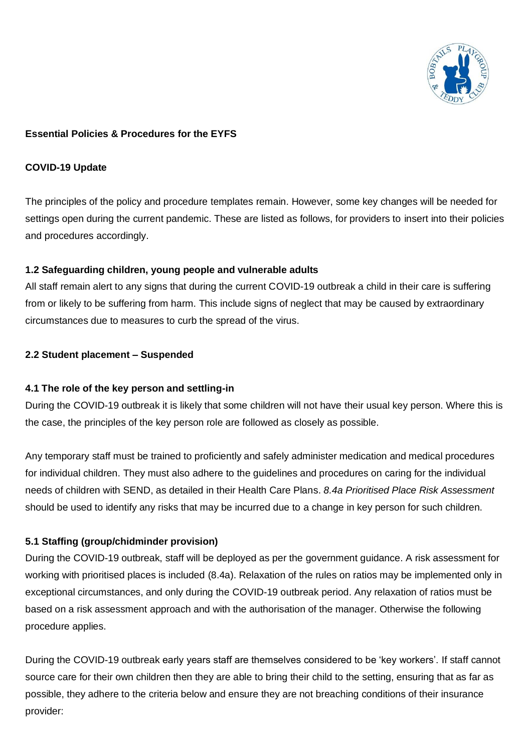**Essential Policies & Procedures for the EYFS**

**COVID-19 Update**

The principles of the policy and procedure templates remain. However, some key changes will be needed for settings open during the current pandemic. These are listed as follows, for providers to insert into their policies and procedures accordingly.

**1.2 Safeguarding children, young people and vulnerable adults**

All staff remain alert to any signs that during the current COVID-19 outbreak a child in their care is suffering from or likely to be suffering from harm. This include signs of neglect that may be caused by extraordinary circumstances due to measures to curb the spread of the virus.

**2.2 Student placement – Suspended**

**4.1 The role of the key person and settling-in**

During the COVID-19 outbreak it is likely that some children will not have their usual key person. Where this is the case, the principles of the key person role are followed as closely as possible.

Any temporary staff must be trained to proficiently and safely administer medication and medical procedures for individual children. They must also adhere to the guidelines and procedures on caring for the individual needs of children with SEND, as detailed in their Health Care Plans. *8.4a Prioritised Place Risk Assessment* should be used to identify any risks that may be incurred due to a change in key person for such children.

**5.1 Staffing (group/chidminder provision)**

During the COVID-19 outbreak, staff will be deployed as per the government guidance. A risk assessment for working with prioritised places is included (8.4a). Relaxation of the rules on ratios may be implemented only in exceptional circumstances, and only during the COVID-19 outbreak period. Any relaxation of ratios must be based on a risk assessment approach and with the authorisation of the manager. Otherwise the following procedure applies.

During the COVID-19 outbreak early years staff are themselves considered to be 'key workers'. If staff cannot source care for their own children then they are able to bring their child to the setting, ensuring that as far as possible, they adhere to the criteria below and ensure they are not breaching conditions of their insurance provider: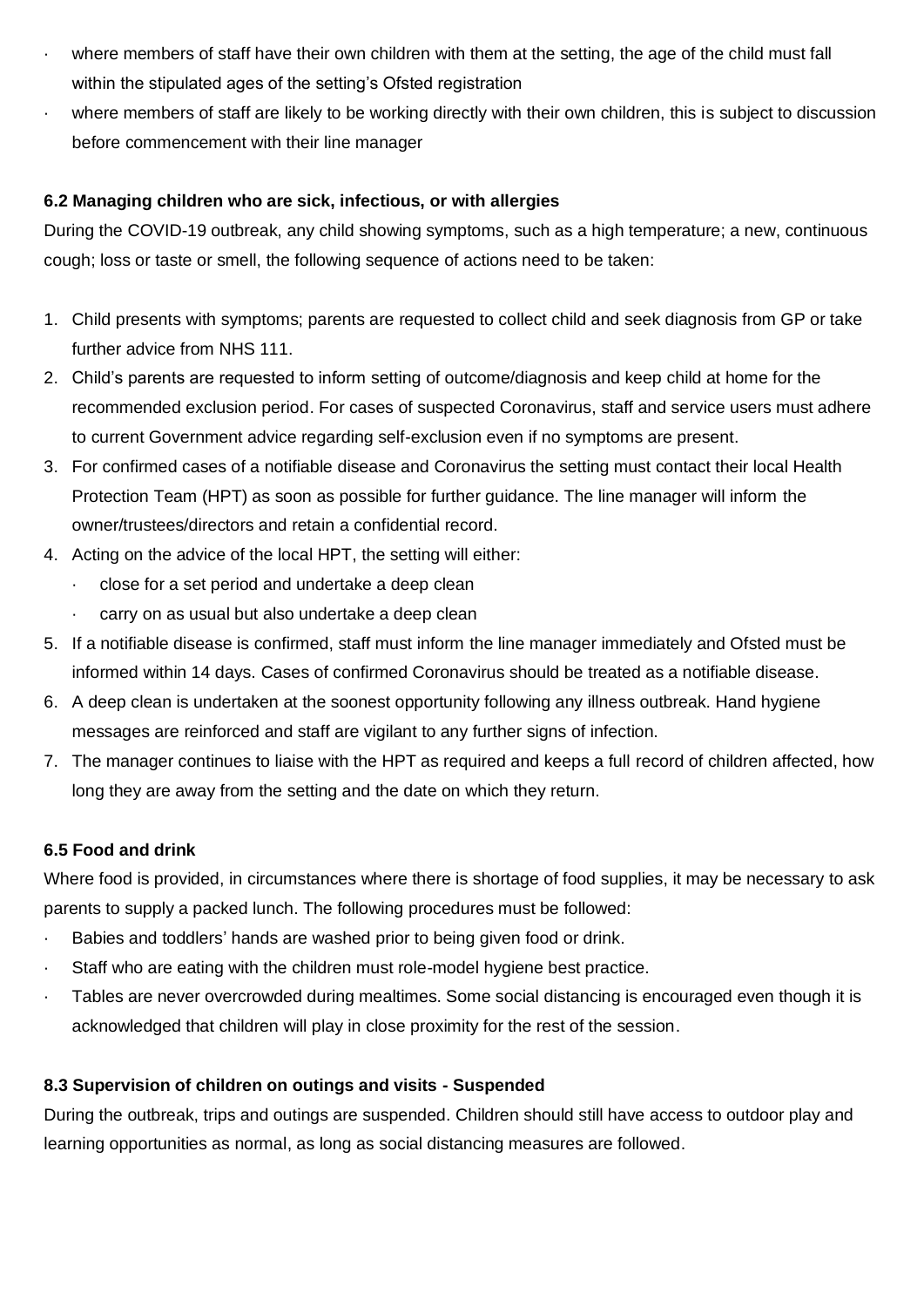- where members of staff have their own children with them at the setting, the age of the child must fall within the stipulated ages of the setting's Ofsted registration
- where members of staff are likely to be working directly with their own children, this is subject to discussion before commencement with their line manager

**6.2 Managing children who are sick, infectious, or with allergies**

During the COVID-19 outbreak, any child showing symptoms, such as a high temperature; a new, continuous cough; loss or taste or smell, the following sequence of actions need to be taken:

1. Child presents with symptoms; parents are requested to collect child and seek diagnosis from GP or take further advice from NHS 111.
2. Child's parents are requested to inform setting of outcome/diagnosis and keep child at home for the recommended exclusion period. For cases of suspected Coronavirus, staff and service users must adhere to current Government advice regarding self-exclusion even if no symptoms are present.
3. For confirmed cases of a notifiable disease and Coronavirus the setting must contact their local Health Protection Team (HPT) as soon as possible for further guidance. The line manager will inform the owner/trustees/directors and retain a confidential record.
4. Acting on the advice of the local HPT, the setting will either:
   - close for a set period and undertake a deep clean
   - carry on as usual but also undertake a deep clean
5. If a notifiable disease is confirmed, staff must inform the line manager immediately and Ofsted must be informed within 14 days. Cases of confirmed Coronavirus should be treated as a notifiable disease.
6. A deep clean is undertaken at the soonest opportunity following any illness outbreak. Hand hygiene messages are reinforced and staff are vigilant to any further signs of infection.
7. The manager continues to liaise with the HPT as required and keeps a full record of children affected, how long they are away from the setting and the date on which they return.

**6.5 Food and drink**

Where food is provided, in circumstances where there is shortage of food supplies, it may be necessary to ask parents to supply a packed lunch. The following procedures must be followed:

- Babies and toddlers' hands are washed prior to being given food or drink.
- Staff who are eating with the children must role-model hygiene best practice.
- Tables are never overcrowded during mealtimes. Some social distancing is encouraged even though it is acknowledged that children will play in close proximity for the rest of the session.

**8.3 Supervision of children on outings and visits - Suspended**

During the outbreak, trips and outings are suspended. Children should still have access to outdoor play and learning opportunities as normal, as long as social distancing measures are followed.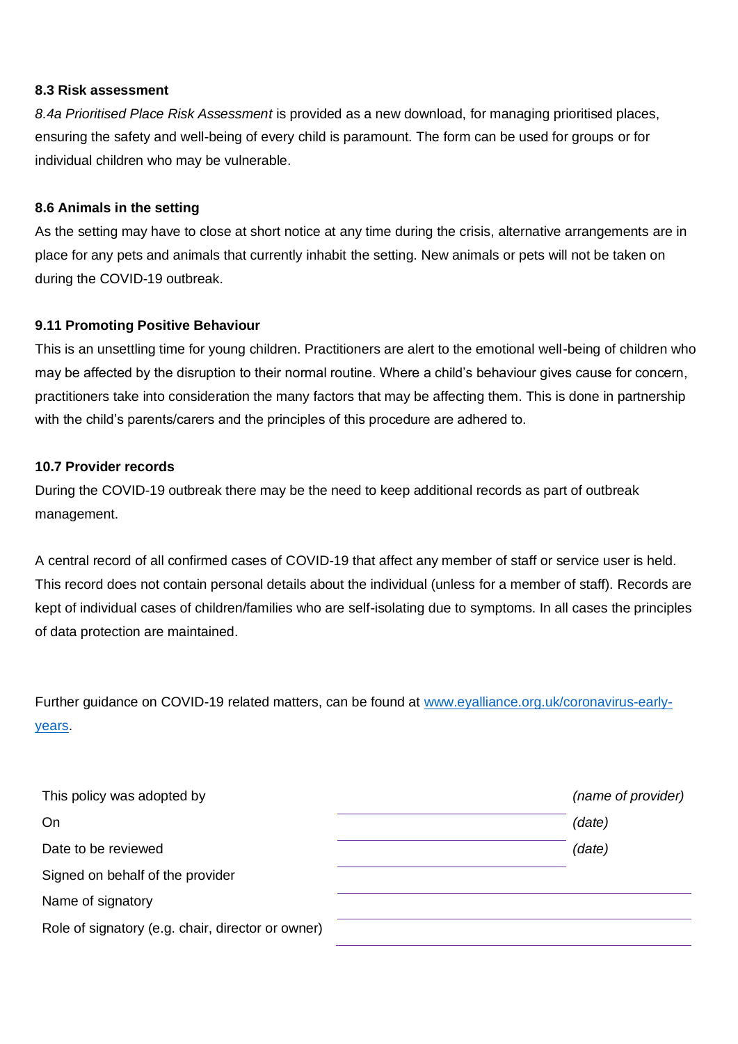**8.3 Risk assessment**

*8.4a Prioritised Place Risk Assessment* is provided as a new download, for managing prioritised places, ensuring the safety and well-being of every child is paramount. The form can be used for groups or for individual children who may be vulnerable.

**8.6 Animals in the setting**

As the setting may have to close at short notice at any time during the crisis, alternative arrangements are in place for any pets and animals that currently inhabit the setting. New animals or pets will not be taken on during the COVID-19 outbreak.

**9.11 Promoting Positive Behaviour**

This is an unsettling time for young children. Practitioners are alert to the emotional well-being of children who may be affected by the disruption to their normal routine. Where a child's behaviour gives cause for concern, practitioners take into consideration the many factors that may be affecting them. This is done in partnership with the child's parents/carers and the principles of this procedure are adhered to.

**10.7 Provider records**

During the COVID-19 outbreak there may be the need to keep additional records as part of outbreak management.

A central record of all confirmed cases of COVID-19 that affect any member of staff or service user is held. This record does not contain personal details about the individual (unless for a member of staff). Records are kept of individual cases of children/families who are self-isolating due to symptoms. In all cases the principles of data protection are maintained.

Further guidance on COVID-19 related matters, can be found at [www.eyalliance.org.uk/coronavirus-early-years](www.eyalliance.org.uk/coronavirus-early-years).

| | | |
|---|---|---|
| This policy was adopted by | | *(name of provider)* |
| On | | *(date)* |
| Date to be reviewed | | *(date)* |
| Signed on behalf of the provider | | |
| Name of signatory | | |
| Role of signatory (e.g. chair, director or owner) | | |